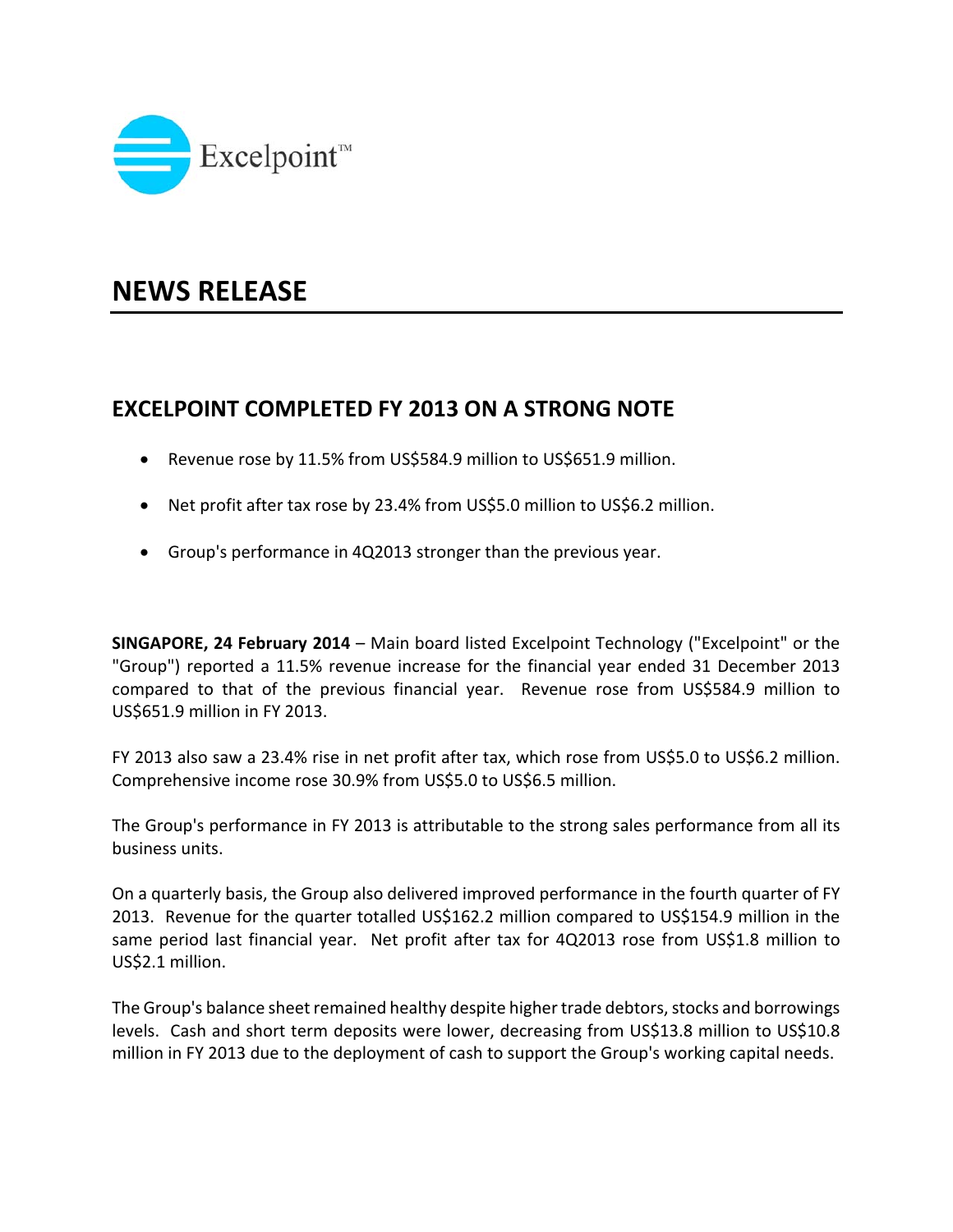Excelpoint™

# NEWS RELEASE

## EXCELPOINT COMPLETED FY 2013 ON A STRONG NOTE

- Revenue rose by 11.5% from US$584.9 million to US$651.9 million.
- Net profit after tax rose by 23.4% from US$5.0 million to US$6.2 million.
- Group's performance in 4Q2013 stronger than the previous year.

**SINGAPORE, 24 February 2014** – Main board listed Excelpoint Technology ("Excelpoint" or the "Group") reported a 11.5% revenue increase for the financial year ended 31 December 2013 compared to that of the previous financial year. Revenue rose from US$584.9 million to US$651.9 million in FY 2013.

FY 2013 also saw a 23.4% rise in net profit after tax, which rose from US$5.0 to US$6.2 million. Comprehensive income rose 30.9% from US$5.0 to US$6.5 million.

The Group's performance in FY 2013 is attributable to the strong sales performance from all its business units.

On a quarterly basis, the Group also delivered improved performance in the fourth quarter of FY 2013. Revenue for the quarter totalled US$162.2 million compared to US$154.9 million in the same period last financial year. Net profit after tax for 4Q2013 rose from US$1.8 million to US$2.1 million.

The Group's balance sheet remained healthy despite higher trade debtors, stocks and borrowings levels. Cash and short term deposits were lower, decreasing from US$13.8 million to US$10.8 million in FY 2013 due to the deployment of cash to support the Group's working capital needs.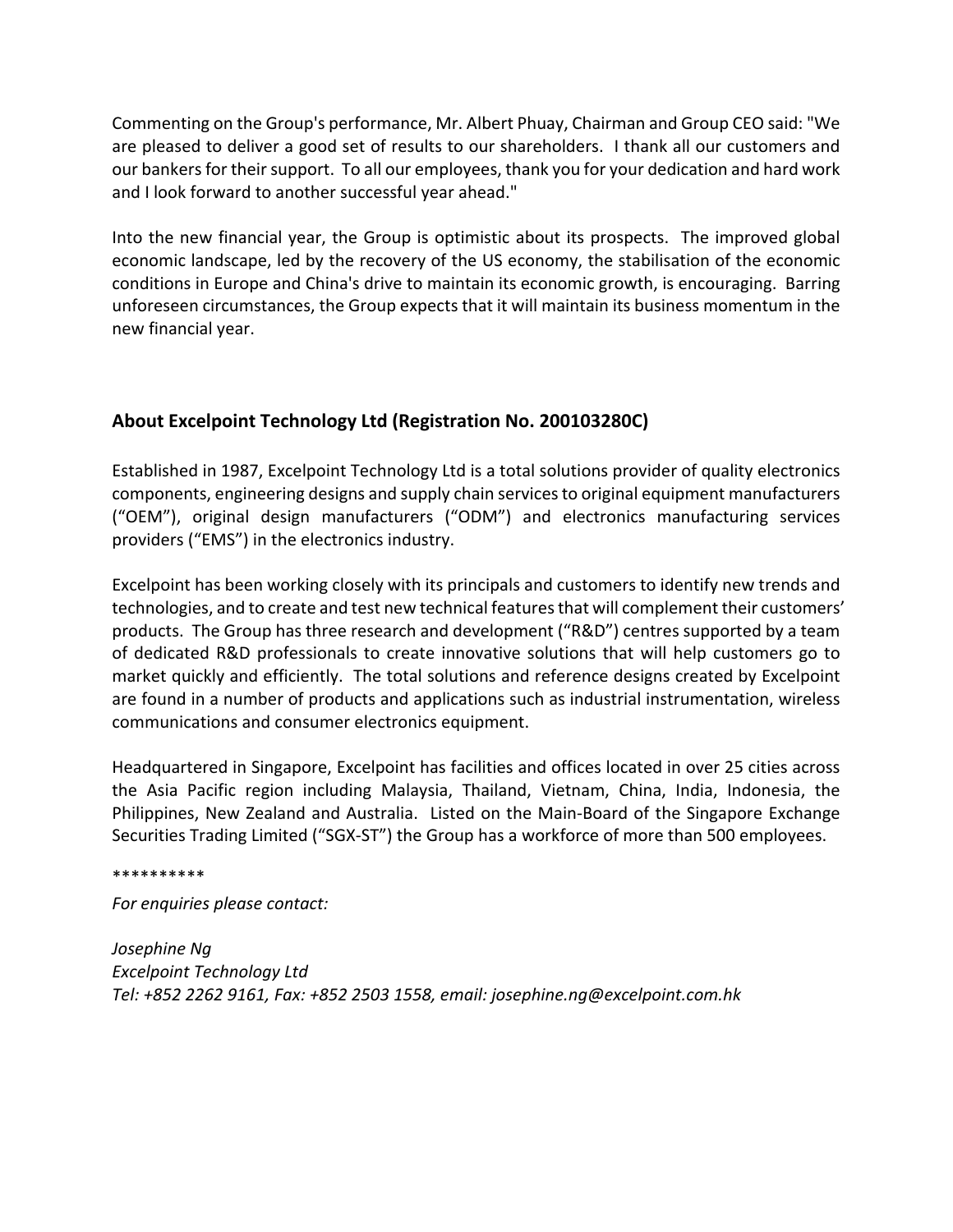Commenting on the Group's performance, Mr. Albert Phuay, Chairman and Group CEO said: "We are pleased to deliver a good set of results to our shareholders. I thank all our customers and our bankers for their support. To all our employees, thank you for your dedication and hard work and I look forward to another successful year ahead."

Into the new financial year, the Group is optimistic about its prospects. The improved global economic landscape, led by the recovery of the US economy, the stabilisation of the economic conditions in Europe and China's drive to maintain its economic growth, is encouraging. Barring unforeseen circumstances, the Group expects that it will maintain its business momentum in the new financial year.

## About Excelpoint Technology Ltd (Registration No. 200103280C)

Established in 1987, Excelpoint Technology Ltd is a total solutions provider of quality electronics components, engineering designs and supply chain services to original equipment manufacturers ("OEM"), original design manufacturers ("ODM") and electronics manufacturing services providers ("EMS") in the electronics industry.

Excelpoint has been working closely with its principals and customers to identify new trends and technologies, and to create and test new technical features that will complement their customers' products. The Group has three research and development ("R&D") centres supported by a team of dedicated R&D professionals to create innovative solutions that will help customers go to market quickly and efficiently. The total solutions and reference designs created by Excelpoint are found in a number of products and applications such as industrial instrumentation, wireless communications and consumer electronics equipment.

Headquartered in Singapore, Excelpoint has facilities and offices located in over 25 cities across the Asia Pacific region including Malaysia, Thailand, Vietnam, China, India, Indonesia, the Philippines, New Zealand and Australia. Listed on the Main-Board of the Singapore Exchange Securities Trading Limited ("SGX-ST") the Group has a workforce of more than 500 employees.

*\*\*\*\*\*\*\*\*\*\**

*For enquiries please contact:*

*Josephine Ng*
*Excelpoint Technology Ltd*
*Tel: +852 2262 9161, Fax: +852 2503 1558, email: josephine.ng@excelpoint.com.hk*